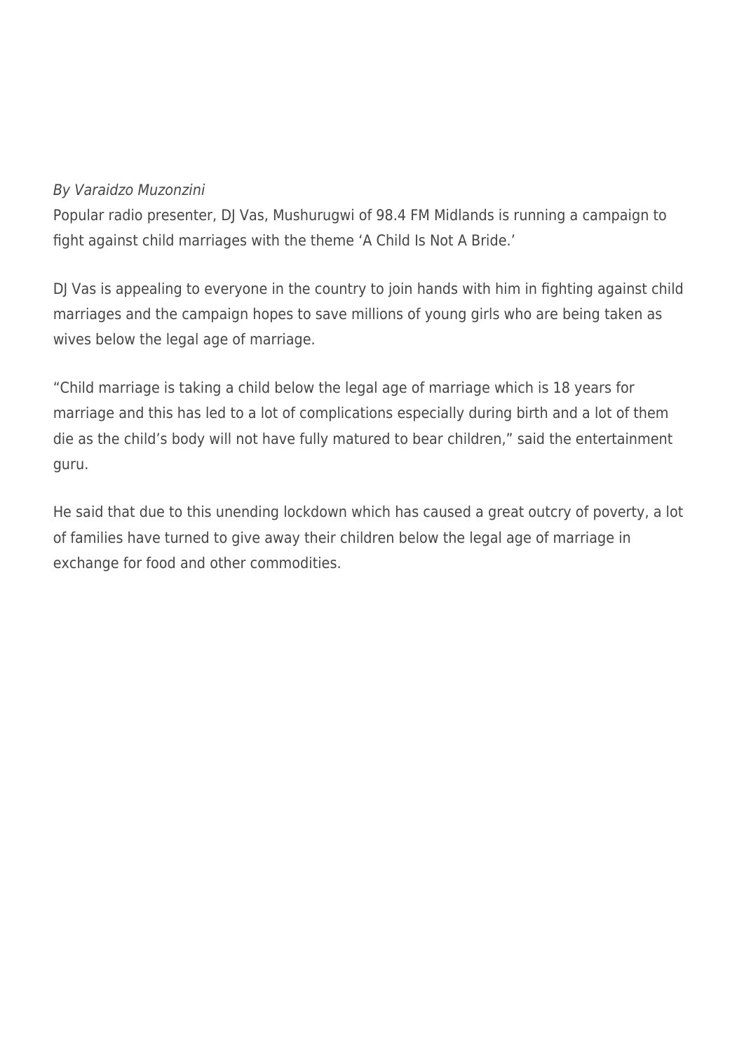*By Varaidzo Muzonzini*

Popular radio presenter, DJ Vas, Mushurugwi of 98.4 FM Midlands is running a campaign to fight against child marriages with the theme 'A Child Is Not A Bride.'

DJ Vas is appealing to everyone in the country to join hands with him in fighting against child marriages and the campaign hopes to save millions of young girls who are being taken as wives below the legal age of marriage.

"Child marriage is taking a child below the legal age of marriage which is 18 years for marriage and this has led to a lot of complications especially during birth and a lot of them die as the child's body will not have fully matured to bear children," said the entertainment guru.

He said that due to this unending lockdown which has caused a great outcry of poverty, a lot of families have turned to give away their children below the legal age of marriage in exchange for food and other commodities.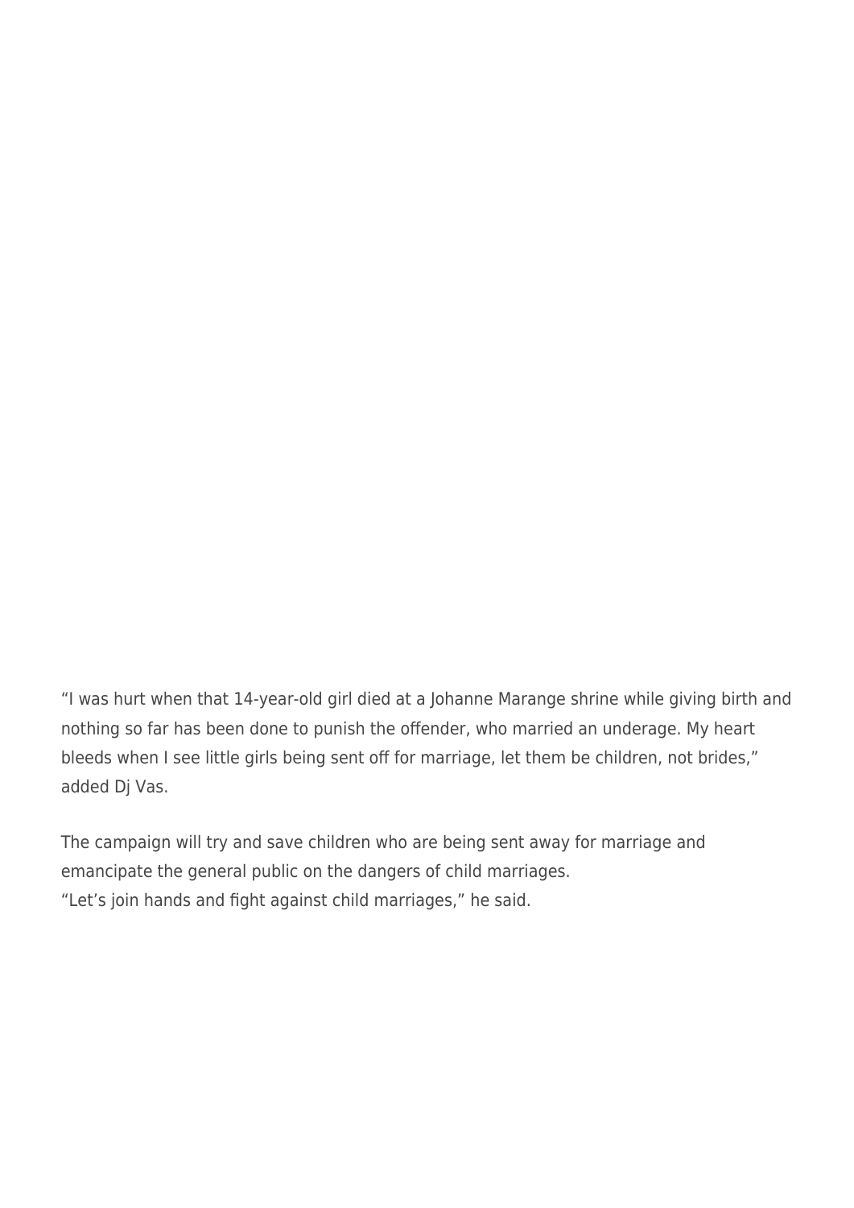“I was hurt when that 14-year-old girl died at a Johanne Marange shrine while giving birth and nothing so far has been done to punish the offender, who married an underage. My heart bleeds when I see little girls being sent off for marriage, let them be children, not brides,” added Dj Vas.

The campaign will try and save children who are being sent away for marriage and emancipate the general public on the dangers of child marriages.
“Let’s join hands and fight against child marriages,” he said.